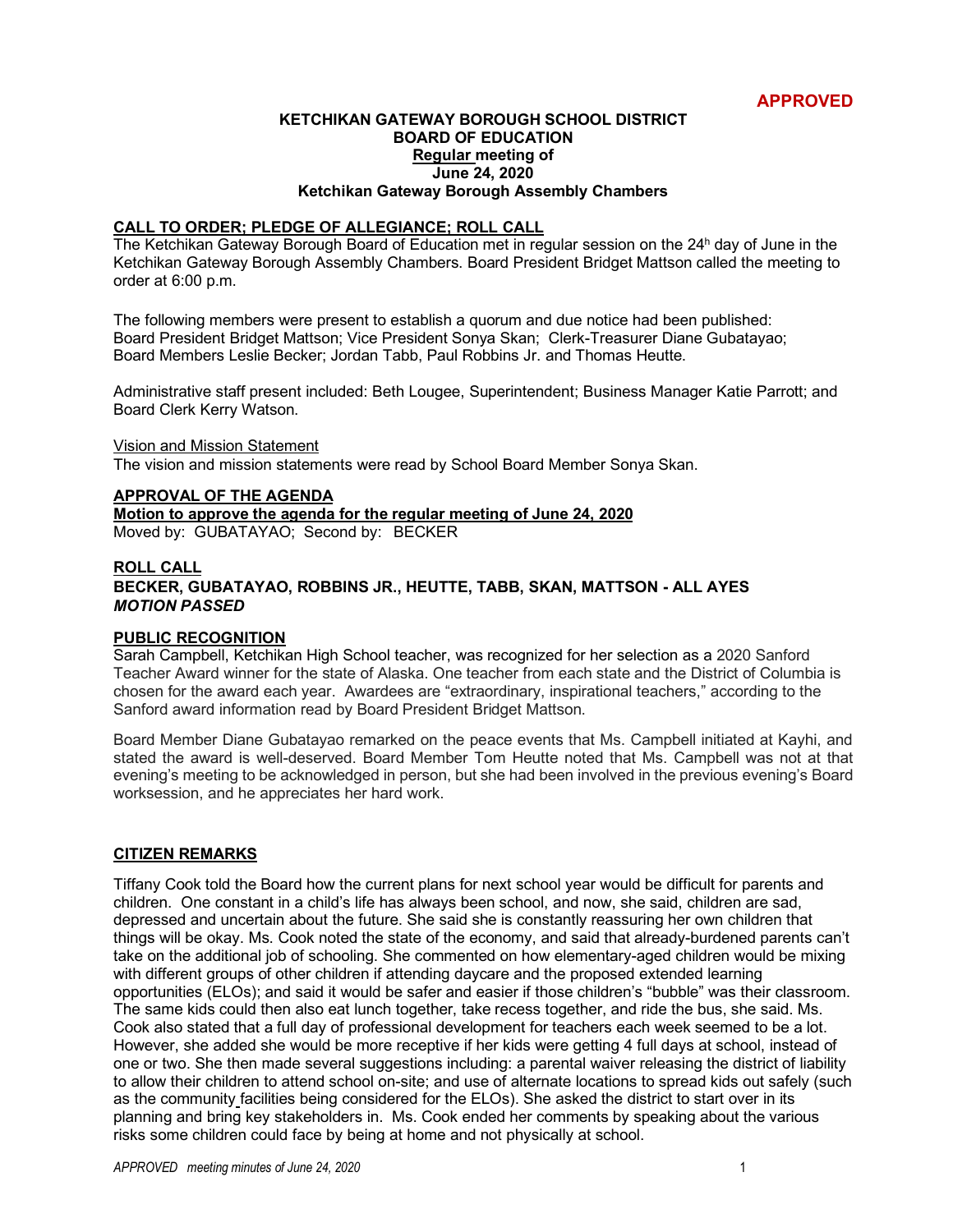**APPROVED**

**KETCHIKAN GATEWAY BOROUGH SCHOOL DISTRICT**
**BOARD OF EDUCATION**
**Regular meeting of**
**June 24, 2020**
**Ketchikan Gateway Borough Assembly Chambers**

## CALL TO ORDER; PLEDGE OF ALLEGIANCE; ROLL CALL

The Ketchikan Gateway Borough Board of Education met in regular session on the 24h day of June in the Ketchikan Gateway Borough Assembly Chambers. Board President Bridget Mattson called the meeting to order at 6:00 p.m.

The following members were present to establish a quorum and due notice had been published: Board President Bridget Mattson; Vice President Sonya Skan; Clerk-Treasurer Diane Gubatayao; Board Members Leslie Becker; Jordan Tabb, Paul Robbins Jr. and Thomas Heutte.

Administrative staff present included: Beth Lougee, Superintendent; Business Manager Katie Parrott; and Board Clerk Kerry Watson.

Vision and Mission Statement

The vision and mission statements were read by School Board Member Sonya Skan.

## APPROVAL OF THE AGENDA

**Motion to approve the agenda for the regular meeting of June 24, 2020**
Moved by: GUBATAYAO; Second by: BECKER

**ROLL CALL**
**BECKER, GUBATAYAO, ROBBINS JR., HEUTTE, TABB, SKAN, MATTSON - ALL AYES**
***MOTION PASSED***

## PUBLIC RECOGNITION

Sarah Campbell, Ketchikan High School teacher, was recognized for her selection as a 2020 Sanford Teacher Award winner for the state of Alaska. One teacher from each state and the District of Columbia is chosen for the award each year. Awardees are "extraordinary, inspirational teachers," according to the Sanford award information read by Board President Bridget Mattson.

Board Member Diane Gubatayao remarked on the peace events that Ms. Campbell initiated at Kayhi, and stated the award is well-deserved. Board Member Tom Heutte noted that Ms. Campbell was not at that evening's meeting to be acknowledged in person, but she had been involved in the previous evening's Board worksession, and he appreciates her hard work.

## CITIZEN REMARKS

Tiffany Cook told the Board how the current plans for next school year would be difficult for parents and children. One constant in a child's life has always been school, and now, she said, children are sad, depressed and uncertain about the future. She said she is constantly reassuring her own children that things will be okay. Ms. Cook noted the state of the economy, and said that already-burdened parents can't take on the additional job of schooling. She commented on how elementary-aged children would be mixing with different groups of other children if attending daycare and the proposed extended learning opportunities (ELOs); and said it would be safer and easier if those children's "bubble" was their classroom. The same kids could then also eat lunch together, take recess together, and ride the bus, she said. Ms. Cook also stated that a full day of professional development for teachers each week seemed to be a lot. However, she added she would be more receptive if her kids were getting 4 full days at school, instead of one or two. She then made several suggestions including: a parental waiver releasing the district of liability to allow their children to attend school on-site; and use of alternate locations to spread kids out safely (such as the community facilities being considered for the ELOs). She asked the district to start over in its planning and bring key stakeholders in. Ms. Cook ended her comments by speaking about the various risks some children could face by being at home and not physically at school.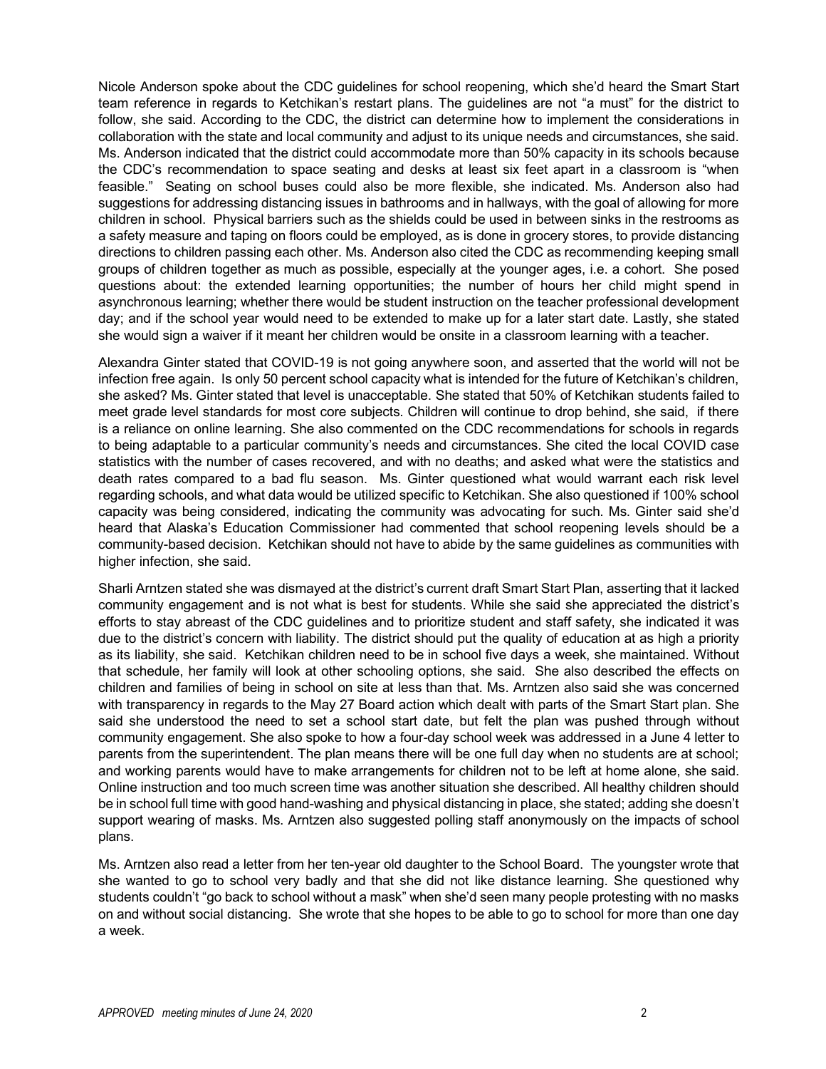Nicole Anderson spoke about the CDC guidelines for school reopening, which she'd heard the Smart Start team reference in regards to Ketchikan's restart plans. The guidelines are not "a must" for the district to follow, she said. According to the CDC, the district can determine how to implement the considerations in collaboration with the state and local community and adjust to its unique needs and circumstances, she said. Ms. Anderson indicated that the district could accommodate more than 50% capacity in its schools because the CDC's recommendation to space seating and desks at least six feet apart in a classroom is "when feasible." Seating on school buses could also be more flexible, she indicated. Ms. Anderson also had suggestions for addressing distancing issues in bathrooms and in hallways, with the goal of allowing for more children in school. Physical barriers such as the shields could be used in between sinks in the restrooms as a safety measure and taping on floors could be employed, as is done in grocery stores, to provide distancing directions to children passing each other. Ms. Anderson also cited the CDC as recommending keeping small groups of children together as much as possible, especially at the younger ages, i.e. a cohort. She posed questions about: the extended learning opportunities; the number of hours her child might spend in asynchronous learning; whether there would be student instruction on the teacher professional development day; and if the school year would need to be extended to make up for a later start date. Lastly, she stated she would sign a waiver if it meant her children would be onsite in a classroom learning with a teacher.

Alexandra Ginter stated that COVID-19 is not going anywhere soon, and asserted that the world will not be infection free again. Is only 50 percent school capacity what is intended for the future of Ketchikan's children, she asked? Ms. Ginter stated that level is unacceptable. She stated that 50% of Ketchikan students failed to meet grade level standards for most core subjects. Children will continue to drop behind, she said, if there is a reliance on online learning. She also commented on the CDC recommendations for schools in regards to being adaptable to a particular community's needs and circumstances. She cited the local COVID case statistics with the number of cases recovered, and with no deaths; and asked what were the statistics and death rates compared to a bad flu season. Ms. Ginter questioned what would warrant each risk level regarding schools, and what data would be utilized specific to Ketchikan. She also questioned if 100% school capacity was being considered, indicating the community was advocating for such. Ms. Ginter said she'd heard that Alaska's Education Commissioner had commented that school reopening levels should be a community-based decision. Ketchikan should not have to abide by the same guidelines as communities with higher infection, she said.

Sharli Arntzen stated she was dismayed at the district's current draft Smart Start Plan, asserting that it lacked community engagement and is not what is best for students. While she said she appreciated the district's efforts to stay abreast of the CDC guidelines and to prioritize student and staff safety, she indicated it was due to the district's concern with liability. The district should put the quality of education at as high a priority as its liability, she said. Ketchikan children need to be in school five days a week, she maintained. Without that schedule, her family will look at other schooling options, she said. She also described the effects on children and families of being in school on site at less than that. Ms. Arntzen also said she was concerned with transparency in regards to the May 27 Board action which dealt with parts of the Smart Start plan. She said she understood the need to set a school start date, but felt the plan was pushed through without community engagement. She also spoke to how a four-day school week was addressed in a June 4 letter to parents from the superintendent. The plan means there will be one full day when no students are at school; and working parents would have to make arrangements for children not to be left at home alone, she said. Online instruction and too much screen time was another situation she described. All healthy children should be in school full time with good hand-washing and physical distancing in place, she stated; adding she doesn't support wearing of masks. Ms. Arntzen also suggested polling staff anonymously on the impacts of school plans.

Ms. Arntzen also read a letter from her ten-year old daughter to the School Board. The youngster wrote that she wanted to go to school very badly and that she did not like distance learning. She questioned why students couldn't "go back to school without a mask" when she'd seen many people protesting with no masks on and without social distancing. She wrote that she hopes to be able to go to school for more than one day a week.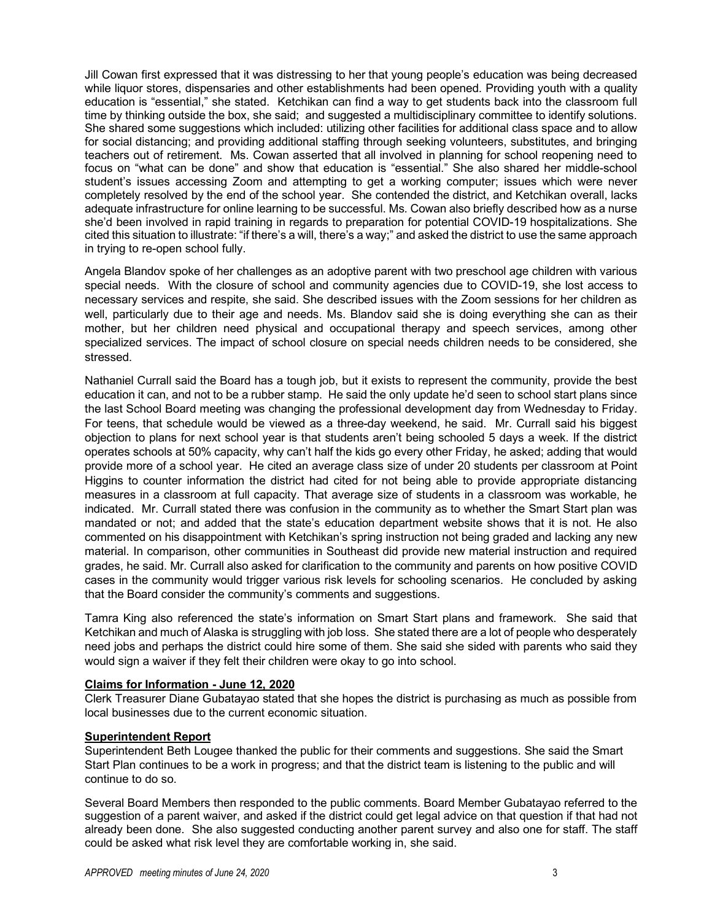Jill Cowan first expressed that it was distressing to her that young people's education was being decreased while liquor stores, dispensaries and other establishments had been opened. Providing youth with a quality education is "essential," she stated. Ketchikan can find a way to get students back into the classroom full time by thinking outside the box, she said; and suggested a multidisciplinary committee to identify solutions. She shared some suggestions which included: utilizing other facilities for additional class space and to allow for social distancing; and providing additional staffing through seeking volunteers, substitutes, and bringing teachers out of retirement. Ms. Cowan asserted that all involved in planning for school reopening need to focus on "what can be done" and show that education is "essential." She also shared her middle-school student's issues accessing Zoom and attempting to get a working computer; issues which were never completely resolved by the end of the school year. She contended the district, and Ketchikan overall, lacks adequate infrastructure for online learning to be successful. Ms. Cowan also briefly described how as a nurse she'd been involved in rapid training in regards to preparation for potential COVID-19 hospitalizations. She cited this situation to illustrate: "if there's a will, there's a way;" and asked the district to use the same approach in trying to re-open school fully.

Angela Blandov spoke of her challenges as an adoptive parent with two preschool age children with various special needs. With the closure of school and community agencies due to COVID-19, she lost access to necessary services and respite, she said. She described issues with the Zoom sessions for her children as well, particularly due to their age and needs. Ms. Blandov said she is doing everything she can as their mother, but her children need physical and occupational therapy and speech services, among other specialized services. The impact of school closure on special needs children needs to be considered, she stressed.

Nathaniel Currall said the Board has a tough job, but it exists to represent the community, provide the best education it can, and not to be a rubber stamp. He said the only update he'd seen to school start plans since the last School Board meeting was changing the professional development day from Wednesday to Friday. For teens, that schedule would be viewed as a three-day weekend, he said. Mr. Currall said his biggest objection to plans for next school year is that students aren't being schooled 5 days a week. If the district operates schools at 50% capacity, why can't half the kids go every other Friday, he asked; adding that would provide more of a school year. He cited an average class size of under 20 students per classroom at Point Higgins to counter information the district had cited for not being able to provide appropriate distancing measures in a classroom at full capacity. That average size of students in a classroom was workable, he indicated. Mr. Currall stated there was confusion in the community as to whether the Smart Start plan was mandated or not; and added that the state's education department website shows that it is not. He also commented on his disappointment with Ketchikan's spring instruction not being graded and lacking any new material. In comparison, other communities in Southeast did provide new material instruction and required grades, he said. Mr. Currall also asked for clarification to the community and parents on how positive COVID cases in the community would trigger various risk levels for schooling scenarios. He concluded by asking that the Board consider the community's comments and suggestions.

Tamra King also referenced the state's information on Smart Start plans and framework. She said that Ketchikan and much of Alaska is struggling with job loss. She stated there are a lot of people who desperately need jobs and perhaps the district could hire some of them. She said she sided with parents who said they would sign a waiver if they felt their children were okay to go into school.

**Claims for Information - June 12, 2020**

Clerk Treasurer Diane Gubatayao stated that she hopes the district is purchasing as much as possible from local businesses due to the current economic situation.

**Superintendent Report**

Superintendent Beth Lougee thanked the public for their comments and suggestions. She said the Smart Start Plan continues to be a work in progress; and that the district team is listening to the public and will continue to do so.

Several Board Members then responded to the public comments. Board Member Gubatayao referred to the suggestion of a parent waiver, and asked if the district could get legal advice on that question if that had not already been done. She also suggested conducting another parent survey and also one for staff. The staff could be asked what risk level they are comfortable working in, she said.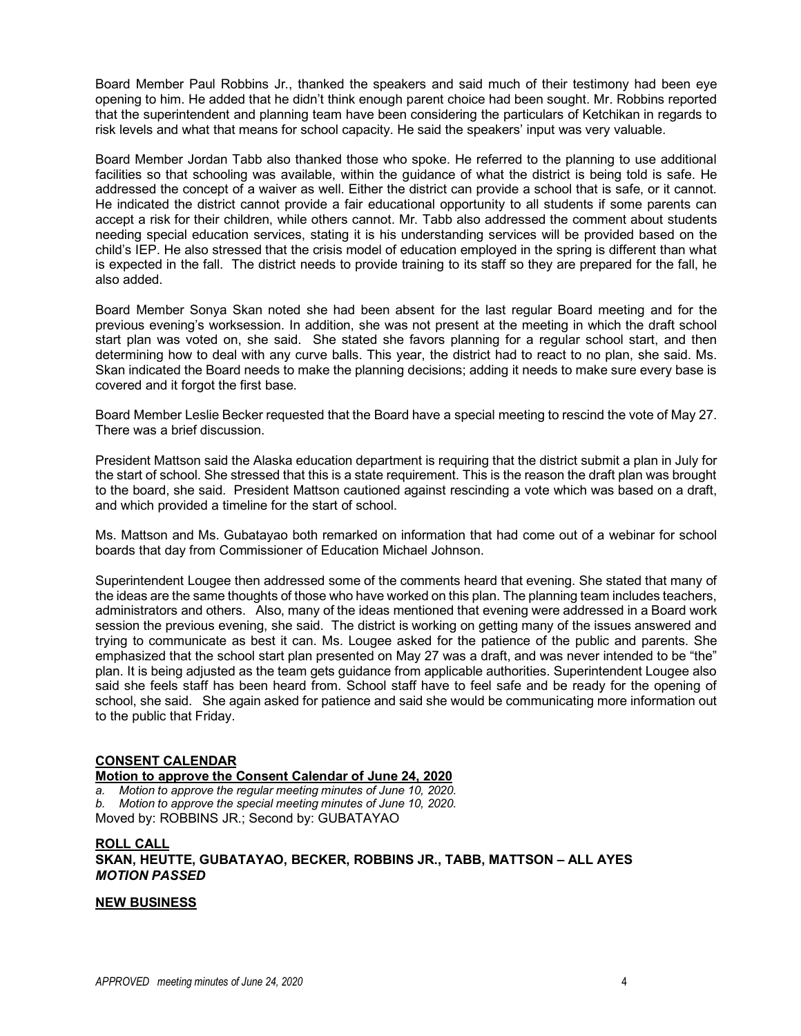Board Member Paul Robbins Jr., thanked the speakers and said much of their testimony had been eye opening to him. He added that he didn't think enough parent choice had been sought. Mr. Robbins reported that the superintendent and planning team have been considering the particulars of Ketchikan in regards to risk levels and what that means for school capacity. He said the speakers' input was very valuable.

Board Member Jordan Tabb also thanked those who spoke. He referred to the planning to use additional facilities so that schooling was available, within the guidance of what the district is being told is safe. He addressed the concept of a waiver as well. Either the district can provide a school that is safe, or it cannot. He indicated the district cannot provide a fair educational opportunity to all students if some parents can accept a risk for their children, while others cannot. Mr. Tabb also addressed the comment about students needing special education services, stating it is his understanding services will be provided based on the child's IEP. He also stressed that the crisis model of education employed in the spring is different than what is expected in the fall. The district needs to provide training to its staff so they are prepared for the fall, he also added.

Board Member Sonya Skan noted she had been absent for the last regular Board meeting and for the previous evening's worksession. In addition, she was not present at the meeting in which the draft school start plan was voted on, she said. She stated she favors planning for a regular school start, and then determining how to deal with any curve balls. This year, the district had to react to no plan, she said. Ms. Skan indicated the Board needs to make the planning decisions; adding it needs to make sure every base is covered and it forgot the first base.

Board Member Leslie Becker requested that the Board have a special meeting to rescind the vote of May 27. There was a brief discussion.

President Mattson said the Alaska education department is requiring that the district submit a plan in July for the start of school. She stressed that this is a state requirement. This is the reason the draft plan was brought to the board, she said. President Mattson cautioned against rescinding a vote which was based on a draft, and which provided a timeline for the start of school.

Ms. Mattson and Ms. Gubatayao both remarked on information that had come out of a webinar for school boards that day from Commissioner of Education Michael Johnson.

Superintendent Lougee then addressed some of the comments heard that evening. She stated that many of the ideas are the same thoughts of those who have worked on this plan. The planning team includes teachers, administrators and others. Also, many of the ideas mentioned that evening were addressed in a Board work session the previous evening, she said. The district is working on getting many of the issues answered and trying to communicate as best it can. Ms. Lougee asked for the patience of the public and parents. She emphasized that the school start plan presented on May 27 was a draft, and was never intended to be "the" plan. It is being adjusted as the team gets guidance from applicable authorities. Superintendent Lougee also said she feels staff has been heard from. School staff have to feel safe and be ready for the opening of school, she said. She again asked for patience and said she would be communicating more information out to the public that Friday.

**CONSENT CALENDAR**

**Motion to approve the Consent Calendar of June 24, 2020**

*a. Motion to approve the regular meeting minutes of June 10, 2020.*
*b. Motion to approve the special meeting minutes of June 10, 2020.*

Moved by: ROBBINS JR.; Second by: GUBATAYAO

**ROLL CALL**
**SKAN, HEUTTE, GUBATAYAO, BECKER, ROBBINS JR., TABB, MATTSON – ALL AYES**
***MOTION PASSED***

**NEW BUSINESS**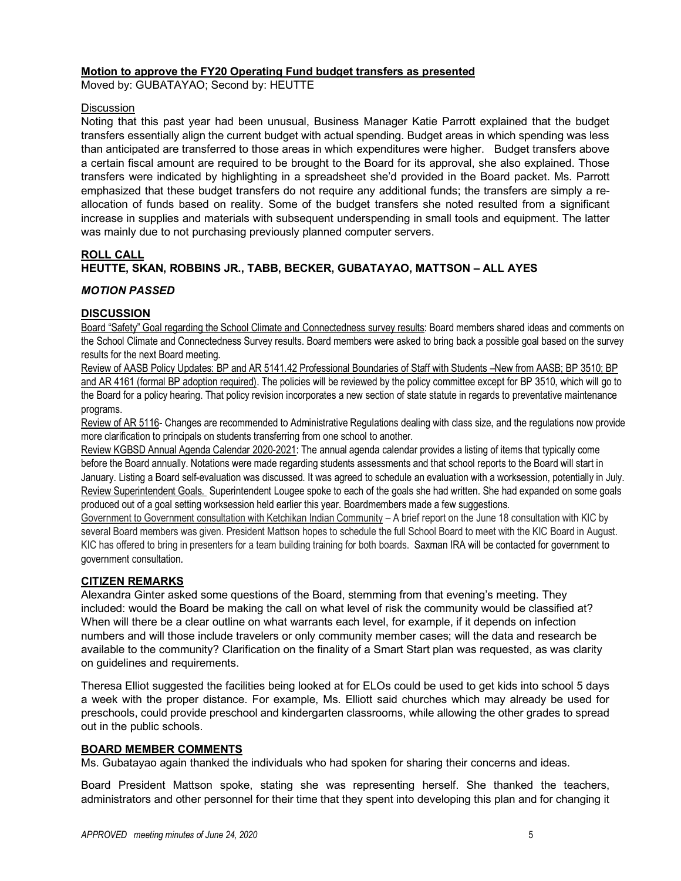**Motion to approve the FY20 Operating Fund budget transfers as presented**
Moved by: GUBATAYAO; Second by: HEUTTE

Discussion

Noting that this past year had been unusual, Business Manager Katie Parrott explained that the budget transfers essentially align the current budget with actual spending. Budget areas in which spending was less than anticipated are transferred to those areas in which expenditures were higher. Budget transfers above a certain fiscal amount are required to be brought to the Board for its approval, she also explained. Those transfers were indicated by highlighting in a spreadsheet she'd provided in the Board packet. Ms. Parrott emphasized that these budget transfers do not require any additional funds; the transfers are simply a re-allocation of funds based on reality. Some of the budget transfers she noted resulted from a significant increase in supplies and materials with subsequent underspending in small tools and equipment. The latter was mainly due to not purchasing previously planned computer servers.

**ROLL CALL**
**HEUTTE, SKAN, ROBBINS JR., TABB, BECKER, GUBATAYAO, MATTSON – ALL AYES**

***MOTION PASSED***

**DISCUSSION**

Board "Safety" Goal regarding the School Climate and Connectedness survey results: Board members shared ideas and comments on the School Climate and Connectedness Survey results. Board members were asked to bring back a possible goal based on the survey results for the next Board meeting.

Review of AASB Policy Updates: BP and AR 5141.42 Professional Boundaries of Staff with Students –New from AASB; BP 3510; BP and AR 4161 (formal BP adoption required). The policies will be reviewed by the policy committee except for BP 3510, which will go to the Board for a policy hearing. That policy revision incorporates a new section of state statute in regards to preventative maintenance programs.

Review of AR 5116- Changes are recommended to Administrative Regulations dealing with class size, and the regulations now provide more clarification to principals on students transferring from one school to another.

Review KGBSD Annual Agenda Calendar 2020-2021: The annual agenda calendar provides a listing of items that typically come before the Board annually. Notations were made regarding students assessments and that school reports to the Board will start in January. Listing a Board self-evaluation was discussed. It was agreed to schedule an evaluation with a worksession, potentially in July.

Review Superintendent Goals. Superintendent Lougee spoke to each of the goals she had written. She had expanded on some goals produced out of a goal setting worksession held earlier this year. Boardmembers made a few suggestions.

Government to Government consultation with Ketchikan Indian Community – A brief report on the June 18 consultation with KIC by several Board members was given. President Mattson hopes to schedule the full School Board to meet with the KIC Board in August. KIC has offered to bring in presenters for a team building training for both boards. Saxman IRA will be contacted for government to government consultation.

**CITIZEN REMARKS**

Alexandra Ginter asked some questions of the Board, stemming from that evening's meeting. They included: would the Board be making the call on what level of risk the community would be classified at? When will there be a clear outline on what warrants each level, for example, if it depends on infection numbers and will those include travelers or only community member cases; will the data and research be available to the community? Clarification on the finality of a Smart Start plan was requested, as was clarity on guidelines and requirements.

Theresa Elliot suggested the facilities being looked at for ELOs could be used to get kids into school 5 days a week with the proper distance. For example, Ms. Elliott said churches which may already be used for preschools, could provide preschool and kindergarten classrooms, while allowing the other grades to spread out in the public schools.

**BOARD MEMBER COMMENTS**

Ms. Gubatayao again thanked the individuals who had spoken for sharing their concerns and ideas.

Board President Mattson spoke, stating she was representing herself. She thanked the teachers, administrators and other personnel for their time that they spent into developing this plan and for changing it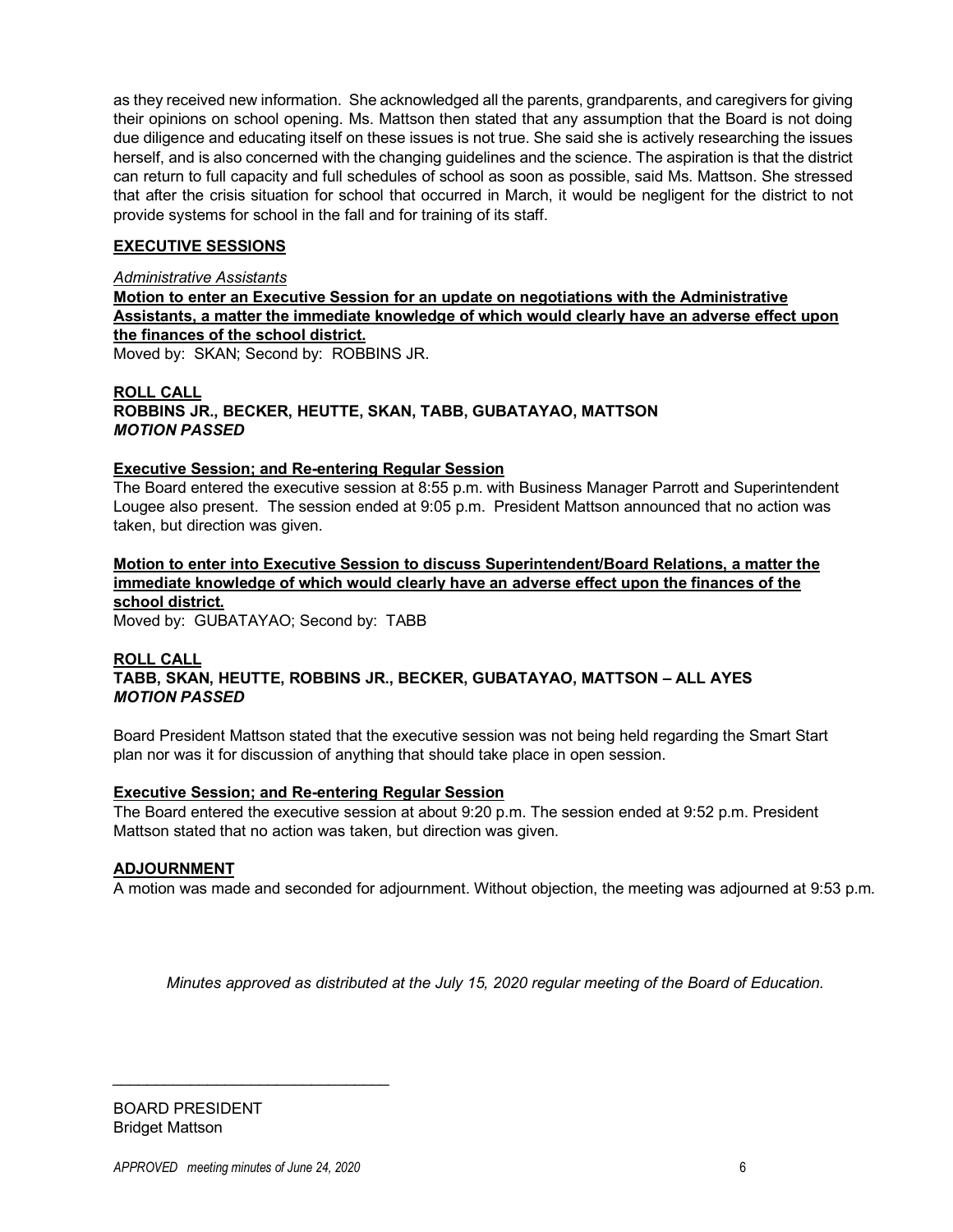as they received new information. She acknowledged all the parents, grandparents, and caregivers for giving their opinions on school opening. Ms. Mattson then stated that any assumption that the Board is not doing due diligence and educating itself on these issues is not true. She said she is actively researching the issues herself, and is also concerned with the changing guidelines and the science. The aspiration is that the district can return to full capacity and full schedules of school as soon as possible, said Ms. Mattson. She stressed that after the crisis situation for school that occurred in March, it would be negligent for the district to not provide systems for school in the fall and for training of its staff.

## EXECUTIVE SESSIONS

*Administrative Assistants*

**Motion to enter an Executive Session for an update on negotiations with the Administrative Assistants, a matter the immediate knowledge of which would clearly have an adverse effect upon the finances of the school district.**

Moved by: SKAN; Second by: ROBBINS JR.

**ROLL CALL**
**ROBBINS JR., BECKER, HEUTTE, SKAN, TABB, GUBATAYAO, MATTSON**
***MOTION PASSED***

**Executive Session; and Re-entering Regular Session**

The Board entered the executive session at 8:55 p.m. with Business Manager Parrott and Superintendent Lougee also present. The session ended at 9:05 p.m. President Mattson announced that no action was taken, but direction was given.

**Motion to enter into Executive Session to discuss Superintendent/Board Relations, a matter the immediate knowledge of which would clearly have an adverse effect upon the finances of the school district.**

Moved by: GUBATAYAO; Second by: TABB

**ROLL CALL**
**TABB, SKAN, HEUTTE, ROBBINS JR., BECKER, GUBATAYAO, MATTSON – ALL AYES**
***MOTION PASSED***

Board President Mattson stated that the executive session was not being held regarding the Smart Start plan nor was it for discussion of anything that should take place in open session.

**Executive Session; and Re-entering Regular Session**

The Board entered the executive session at about 9:20 p.m. The session ended at 9:52 p.m. President Mattson stated that no action was taken, but direction was given.

## ADJOURNMENT

A motion was made and seconded for adjournment. Without objection, the meeting was adjourned at 9:53 p.m.

*Minutes approved as distributed at the July 15, 2020 regular meeting of the Board of Education.*

\_\_\_\_\_\_\_\_\_\_\_\_\_\_\_\_\_\_\_\_\_\_\_\_\_\_\_\_\_\_\_\_

BOARD PRESIDENT
Bridget Mattson